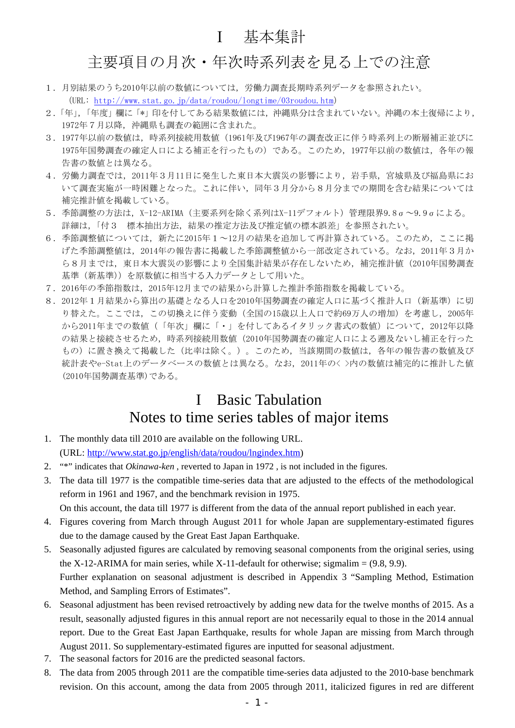# Ⅰ　基本集計

## 主要項目の月次・年次時系列表を見る上での注意

1．月別結果のうち2010年以前の数値については，労働力調査長期時系列データを参照されたい。
　(URL：http://www.stat.go.jp/data/roudou/longtime/03roudou.htm)
2．「年」，「年度」欄に「*」印を付してある結果数値には，沖縄県分は含まれていない。沖縄の本土復帰により，1972年７月以降，沖縄県も調査の範囲に含まれた。
3．1977年以前の数値は，時系列接続用数値（1961年及び1967年の調査改正に伴う時系列上の断層補正並びに1975年国勢調査の確定人口による補正を行ったもの）である。このため，1977年以前の数値は，各年の報告書の数値とは異なる。
4．労働力調査では，2011年３月11日に発生した東日本大震災の影響により，岩手県，宮城県及び福島県において調査実施が一時困難となった。これに伴い，同年３月分から８月分までの期間を含む結果については補完推計値を掲載している。
5．季節調整の方法は，X-12-ARIMA（主要系列を除く系列はX-11デフォルト）管理限界9.8σ～9.9σによる。詳細は，「付３　標本抽出方法，結果の推定方法及び推定値の標本誤差」を参照されたい。
6．季節調整値については，新たに2015年１～12月の結果を追加して再計算されている。このため，ここに掲げた季節調整値は，2014年の報告書に掲載した季節調整値から一部改定されている。なお，2011年３月から８月までは，東日本大震災の影響により全国集計結果が存在しないため，補完推計値（2010年国勢調査基準（新基準））を原数値に相当する入力データとして用いた。
7．2016年の季節指数は，2015年12月までの結果から計算した推計季節指数を掲載している。
8．2012年１月結果から算出の基礎となる人口を2010年国勢調査の確定人口に基づく推計人口（新基準）に切り替えた。ここでは，この切換えに伴う変動（全国の15歳以上人口で約69万人の増加）を考慮し，2005年から2011年までの数値（「年次」欄に「・」を付してあるイタリック書式の数値）について，2012年以降の結果と接続させるため，時系列接続用数値（2010年国勢調査の確定人口による遡及ないし補正を行ったもの）に置き換えて掲載した（比率は除く。）。このため，当該期間の数値は，各年の報告書の数値及び統計表やe-Stat上のデータベースの数値とは異なる。なお，2011年の＜ ＞内の数値は補完的に推計した値(2010年国勢調査基準)である。

# I　Basic Tabulation

## Notes to time series tables of major items

1. The monthly data till 2010 are available on the following URL.
   (URL: http://www.stat.go.jp/english/data/roudou/lngindex.htm)
2. "*" indicates that *Okinawa-ken* , reverted to Japan in 1972 , is not included in the figures.
3. The data till 1977 is the compatible time-series data that are adjusted to the effects of the methodological reform in 1961 and 1967, and the benchmark revision in 1975.
   On this account, the data till 1977 is different from the data of the annual report published in each year.
4. Figures covering from March through August 2011 for whole Japan are supplementary-estimated figures due to the damage caused by the Great East Japan Earthquake.
5. Seasonally adjusted figures are calculated by removing seasonal components from the original series, using the X-12-ARIMA for main series, while X-11-default for otherwise; sigmalim = (9.8, 9.9).
   Further explanation on seasonal adjustment is described in Appendix 3 "Sampling Method, Estimation Method, and Sampling Errors of Estimates".
6. Seasonal adjustment has been revised retroactively by adding new data for the twelve months of 2015. As a result, seasonally adjusted figures in this annual report are not necessarily equal to those in the 2014 annual report. Due to the Great East Japan Earthquake, results for whole Japan are missing from March through August 2011. So supplementary-estimated figures are inputted for seasonal adjustment.
7. The seasonal factors for 2016 are the predicted seasonal factors.
8. The data from 2005 through 2011 are the compatible time-series data adjusted to the 2010-base benchmark revision. On this account, among the data from 2005 through 2011, italicized figures in red are different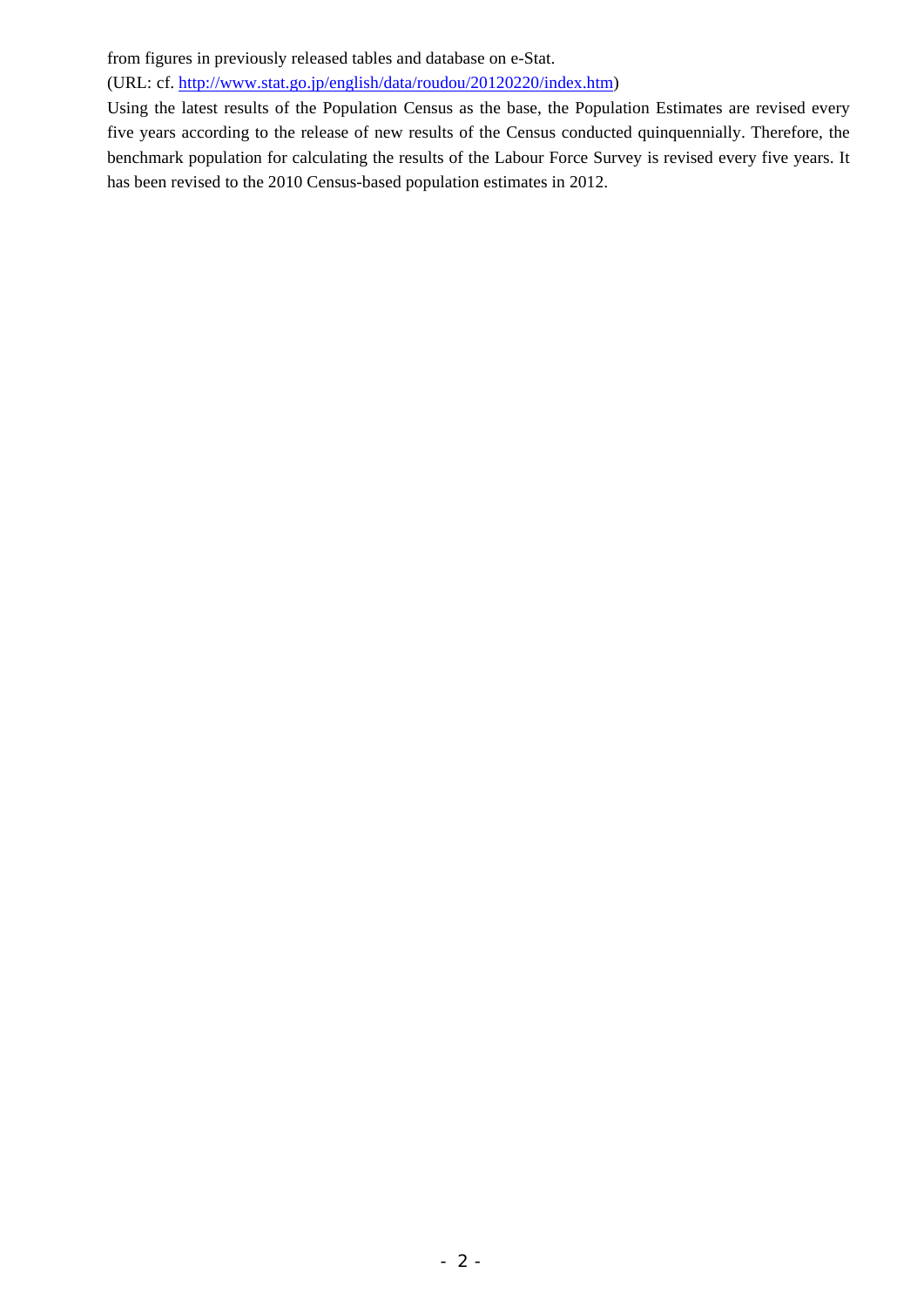from figures in previously released tables and database on e-Stat.

(URL: cf. [http://www.stat.go.jp/english/data/roudou/20120220/index.htm](http://www.stat.go.jp/english/data/roudou/20120220/index.htm))

Using the latest results of the Population Census as the base, the Population Estimates are revised every five years according to the release of new results of the Census conducted quinquennially. Therefore, the benchmark population for calculating the results of the Labour Force Survey is revised every five years. It has been revised to the 2010 Census-based population estimates in 2012.